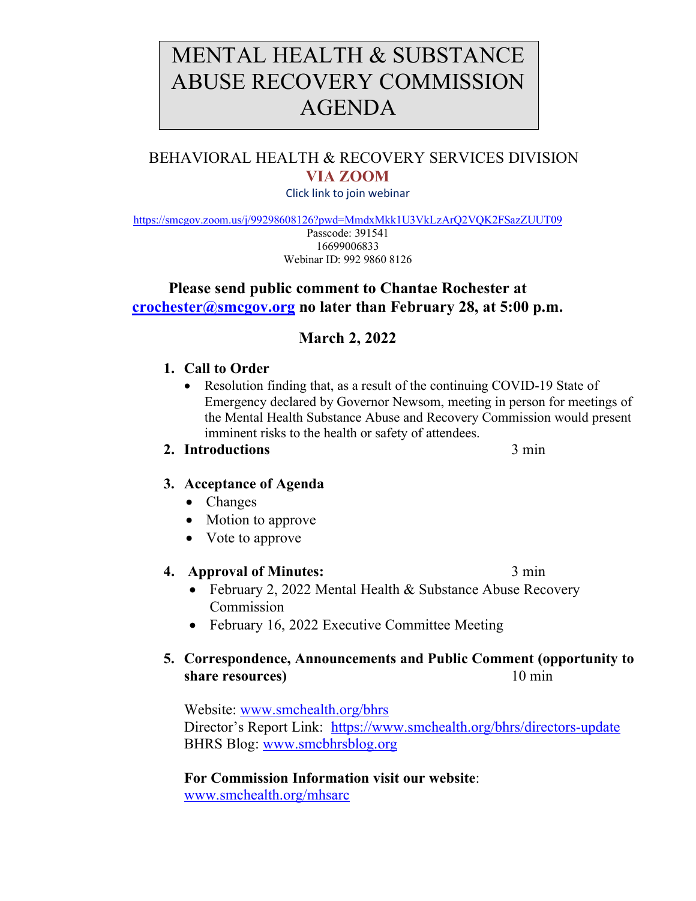# MENTAL HEALTH & SUBSTANCE ABUSE RECOVERY COMMISSION AGENDA

## BEHAVIORAL HEALTH & RECOVERY SERVICES DIVISION

**VIA ZOOM**

Click link to join webinar

https://smcgov.zoom.us/j/99298608126?pwd=MmdxMkk1U3VkLzArQ2VQK2FSazZUUT09

Passcode: 391541

16699006833

Webinar ID: 992 9860 8126

**Please send public comment to Chantae Rochester at crochester@smcgov.org no later than February 28, at 5:00 p.m.**

**March 2, 2022**

1. **Call to Order**
   - Resolution finding that, as a result of the continuing COVID-19 State of Emergency declared by Governor Newsom, meeting in person for meetings of the Mental Health Substance Abuse and Recovery Commission would present imminent risks to the health or safety of attendees.
2. **Introductions** 3 min
3. **Acceptance of Agenda**
   - Changes
   - Motion to approve
   - Vote to approve
4. **Approval of Minutes:** 3 min
   - February 2, 2022 Mental Health & Substance Abuse Recovery Commission
   - February 16, 2022 Executive Committee Meeting
5. **Correspondence, Announcements and Public Comment (opportunity to share resources)** 10 min

   Website: www.smchealth.org/bhrs
   Director's Report Link: https://www.smchealth.org/bhrs/directors-update
   BHRS Blog: www.smcbhrsblog.org

   **For Commission Information visit our website**:
   www.smchealth.org/mhsarc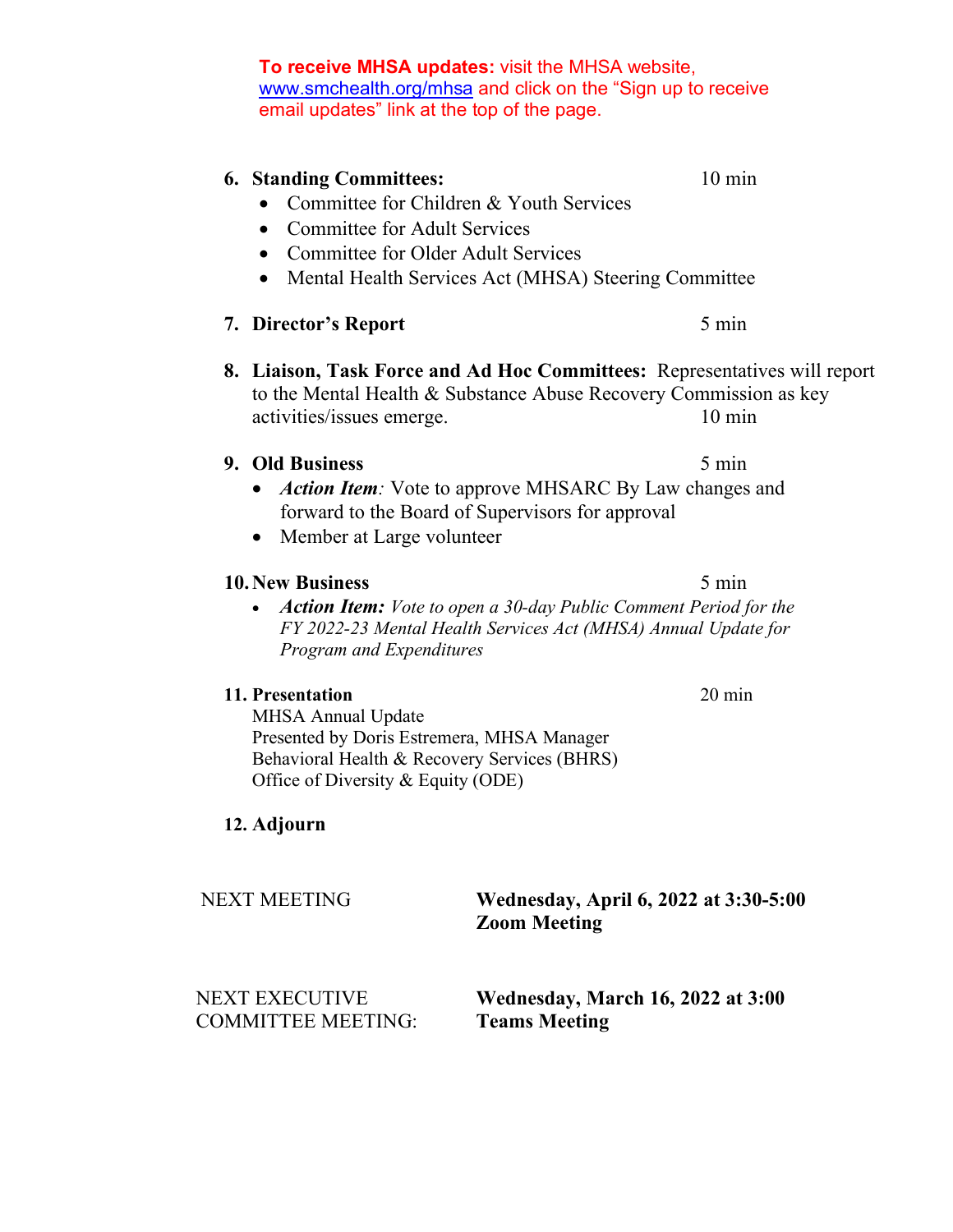**To receive MHSA updates:** visit the MHSA website, www.smchealth.org/mhsa and click on the "Sign up to receive email updates" link at the top of the page.

6. **Standing Committees:** 10 min
   - Committee for Children & Youth Services
   - Committee for Adult Services
   - Committee for Older Adult Services
   - Mental Health Services Act (MHSA) Steering Committee

7. **Director's Report** 5 min

8. **Liaison, Task Force and Ad Hoc Committees:** Representatives will report to the Mental Health & Substance Abuse Recovery Commission as key activities/issues emerge. 10 min

9. **Old Business** 5 min
   - ***Action Item**:* Vote to approve MHSARC By Law changes and forward to the Board of Supervisors for approval
   - Member at Large volunteer

10. **New Business** 5 min
    - ***Action Item:** Vote to open a 30-day Public Comment Period for the FY 2022-23 Mental Health Services Act (MHSA) Annual Update for Program and Expenditures*

11. **Presentation** 20 min
    MHSA Annual Update
    Presented by Doris Estremera, MHSA Manager
    Behavioral Health & Recovery Services (BHRS)
    Office of Diversity & Equity (ODE)

12. **Adjourn**

| | |
|---|---|
| NEXT MEETING | **Wednesday, April 6, 2022 at 3:30-5:00**<br>**Zoom Meeting** |
| NEXT EXECUTIVE COMMITTEE MEETING: | **Wednesday, March 16, 2022 at 3:00**<br>**Teams Meeting** |